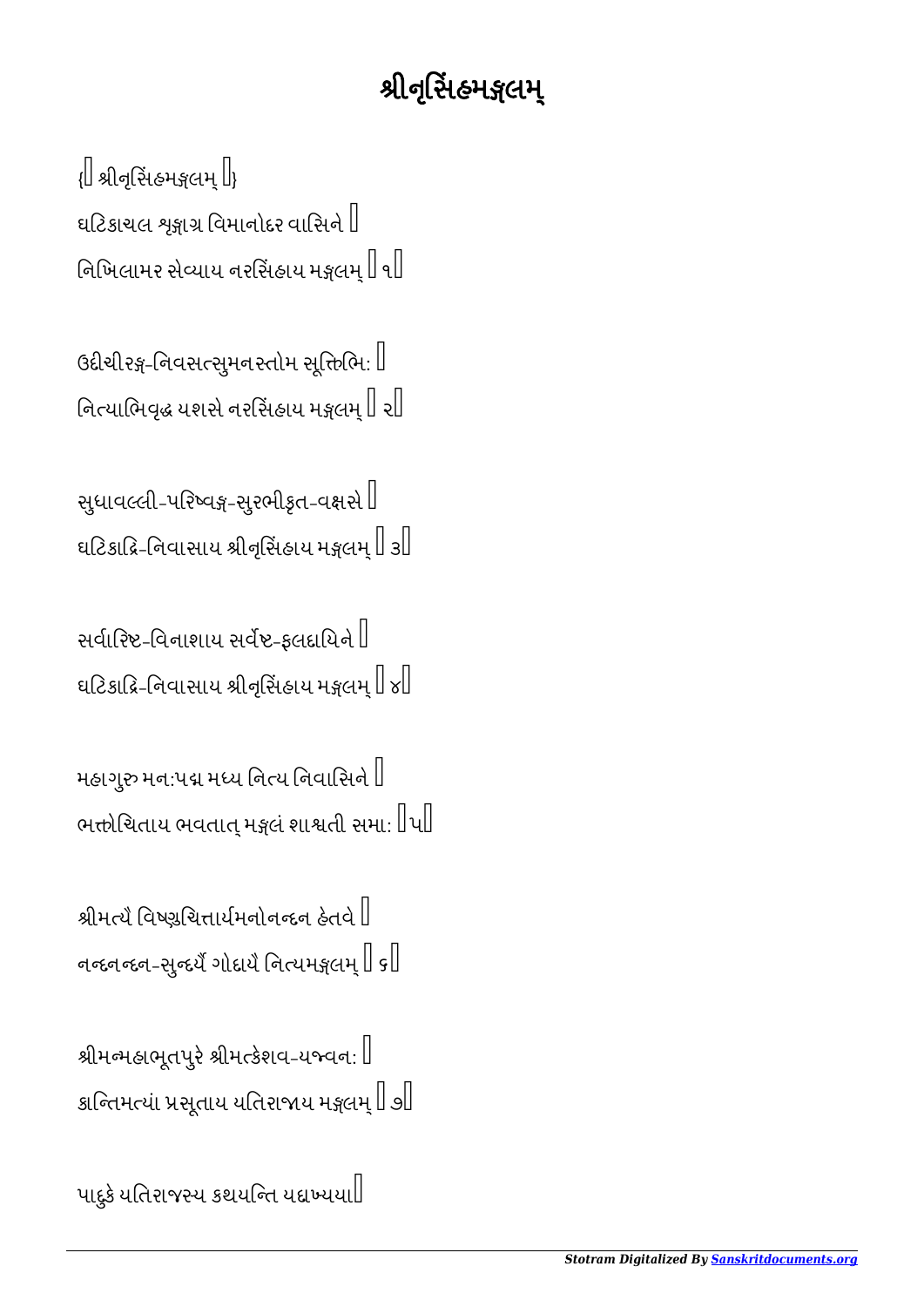# શ્રીનૃસિંહમઙ્ગલમ્

{॥ શ્રીનૃસિંહમઙ્ગલમ્ ॥}

ઘટિકાચલ શૃઙ્ગાગ્ર વિમાનોદર વાસિને ।
નિખિલામર સેવ્યાય નરસિંહાય મઙ્ગલમ્ ॥ ૧॥

ઉદીચીરઙ્ગ-નિવસત્સુમનસ્તોમ સૂક્તિભિઃ ।
નિત્યાભિવૃદ્ધ યશસે નરસિંહાય મઙ્ગલમ્ ॥ ૨॥

સુધાવલ્લી-પરિષ્વઙ્ગ-સુરભીકૃત-વક્ષસે ।
ઘટિકાદ્રિ-નિવાસાય શ્રીનૃસિંહાય મઙ્ગલમ્ ॥ ૩॥

સર્વારિષ્ટ-વિનાશાય સર્વેષ્ટ-ફલદાયિને ।
ઘટિકાદ્રિ-નિવાસાય શ્રીનૃસિંહાય મઙ્ગલમ્ ॥ ૪॥

મહાગુરુ મનઃપદ્મ મધ્ય નિત્ય નિવાસિને ।
ભક્તોચિતાય ભવતાત્ મઙ્ગલં શાશ્વતી સમાઃ ॥ ૫॥

શ્રીમત્યૈ વિષ્ણુચિત્તાર્યમનોનન્દન હેતવે ।
નન્દનન્દન-સુન્દર્યૈ ગોદાયૈ નિત્યમઙ્ગલમ્ ॥ ૬॥

શ્રીમન્મહાભૂતપુરે શ્રીમત્કેશવ-યજ્વનઃ ।
કાન્તિમત્યાં પ્રસૂતાય યતિરાજાય મઙ્ગલમ્ ॥ ૭॥

પાદુકે યતિરાજસ્ય કથયન્તિ યદાખ્યયા।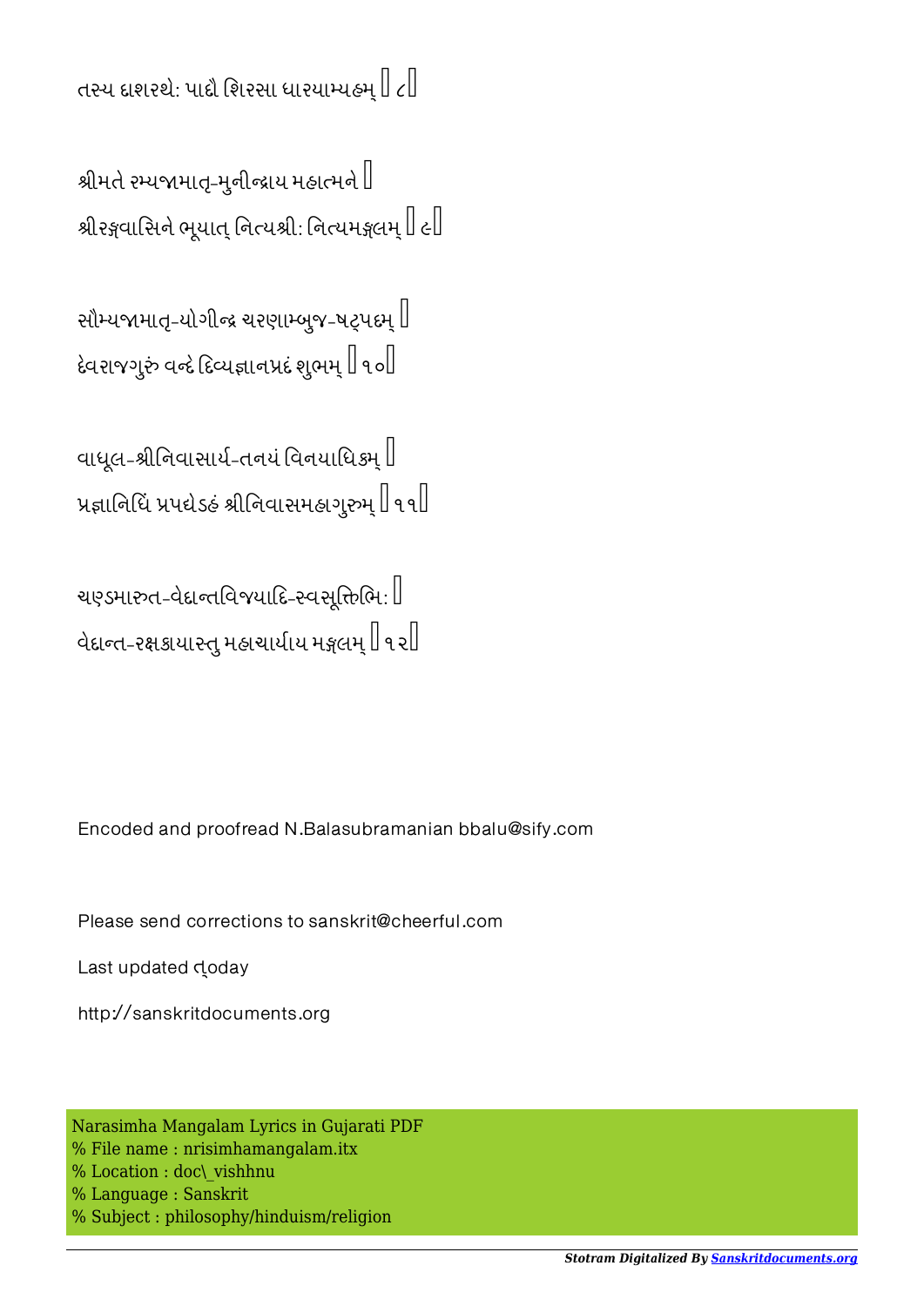તસ્ય દાશરથેઃ પાદૌ શિરસા ધારયામ્યહમ્ ॥ ૮॥

શ્રીમતે રમ્યજામાતૃ-મુનીન્દ્રાય મહાત્મને ।
શ્રીરઙ્ગવાસિને ભૂયાત્ નિત્યશ્રીઃ નિત્યમઙ્ગલમ્ ॥ ૯॥

સૌમ્યજામાતૃ-યોગીન્દ્ર ચરણામ્બુજ-ષટ્પદમ્ ।
દેવરાજગુરું વન્દે દિવ્યજ્ઞાનપ્રદં શુભમ્ ॥ ૧૦॥

વાધૂલ-શ્રીનિવાસાર્ય-તનયં વિનયાધિકમ્ ।
પ્રજ્ઞાનિધિં પ્રપદ્યેઽહં શ્રીનિવાસમહાગુરુમ્ ॥ ૧૧॥

ચણ્ડમારુત-વેદાન્તવિજયાદિ-સ્વસૂક્તિભિઃ ।
વેદાન્ત-રક્ષકાયાસ્તુ મહાચાર્યાય મઙ્ગલમ્ ॥ ૧૨॥

Encoded and proofread N.Balasubramanian bbalu@sify.com

Please send corrections to sanskrit@cheerful.com

Last updated ṭoday

http://sanskritdocuments.org

Narasimha Mangalam Lyrics in Gujarati PDF
% File name : nrisimhamangalam.itx
% Location : doc\_vishhnu
% Language : Sanskrit
% Subject : philosophy/hinduism/religion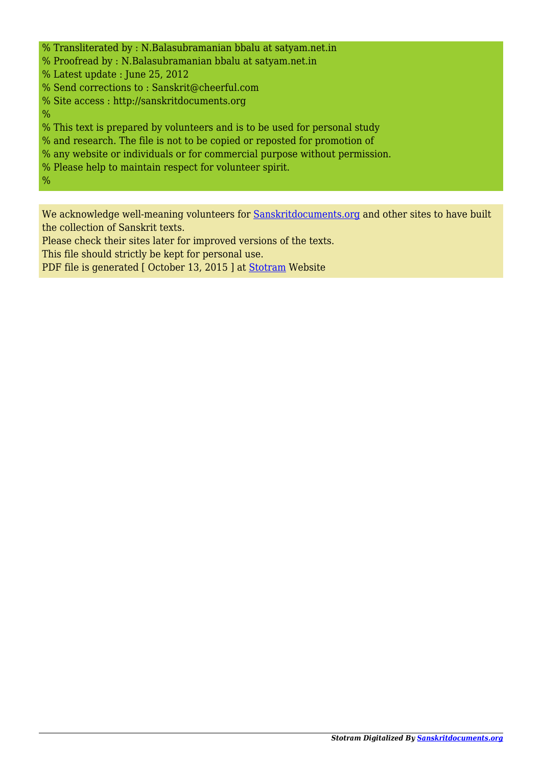% Transliterated by : N.Balasubramanian bbalu at satyam.net.in
% Proofread by : N.Balasubramanian bbalu at satyam.net.in
% Latest update : June 25, 2012
% Send corrections to : Sanskrit@cheerful.com
% Site access : http://sanskritdocuments.org
%
% This text is prepared by volunteers and is to be used for personal study
% and research. The file is not to be copied or reposted for promotion of
% any website or individuals or for commercial purpose without permission.
% Please help to maintain respect for volunteer spirit.
%

We acknowledge well-meaning volunteers for Sanskritdocuments.org and other sites to have built the collection of Sanskrit texts.
Please check their sites later for improved versions of the texts.
This file should strictly be kept for personal use.
PDF file is generated [ October 13, 2015 ] at Stotram Website